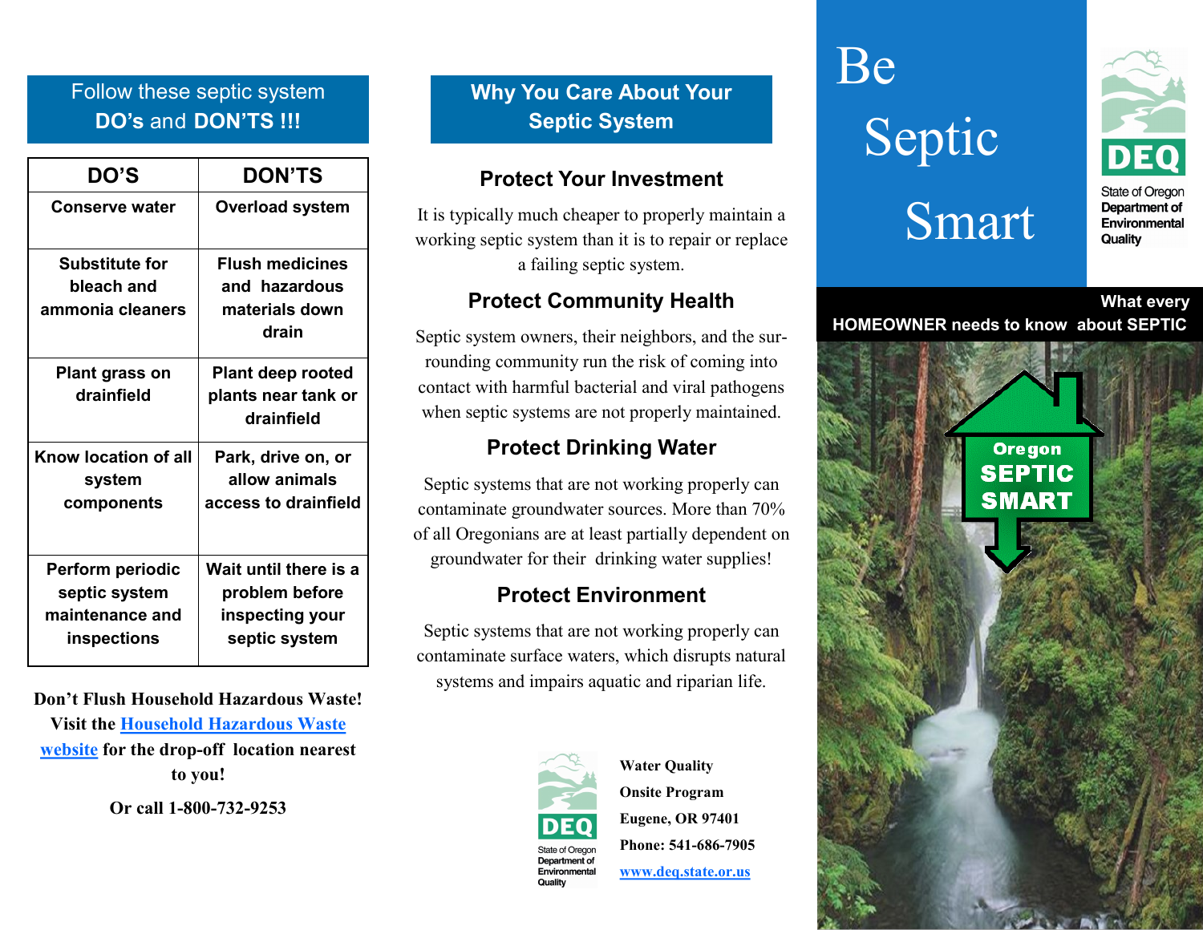## Follow these septic system DO's and DON'TS !!!

| DO'S | DON'TS |
|---|---|
| Conserve water | Overload system |
| Substitute for bleach and ammonia cleaners | Flush medicines and hazardous materials down drain |
| Plant grass on drainfield | Plant deep rooted plants near tank or drainfield |
| Know location of all system components | Park, drive on, or allow animals access to drainfield |
| Perform periodic septic system maintenance and inspections | Wait until there is a problem before inspecting your septic system |

**Don't Flush Household Hazardous Waste! Visit the Household Hazardous Waste website for the drop-off location nearest to you!**

**Or call 1-800-732-9253**

## Why You Care About Your Septic System

### Protect Your Investment

It is typically much cheaper to properly maintain a working septic system than it is to repair or replace a failing septic system.

### Protect Community Health

Septic system owners, their neighbors, and the surrounding community run the risk of coming into contact with harmful bacterial and viral pathogens when septic systems are not properly maintained.

### Protect Drinking Water

Septic systems that are not working properly can contaminate groundwater sources. More than 70% of all Oregonians are at least partially dependent on groundwater for their drinking water supplies!

### Protect Environment

Septic systems that are not working properly can contaminate surface waters, which disrupts natural systems and impairs aquatic and riparian life.

DEQ
State of Oregon Department of Environmental Quality

**Water Quality**
**Onsite Program**
**Eugene, OR 97401**
**Phone: 541-686-7905**
**www.deq.state.or.us**

# Be Septic Smart

DEQ
State of Oregon Department of Environmental Quality

**What every HOMEOWNER needs to know about SEPTIC**

Oregon SEPTIC SMART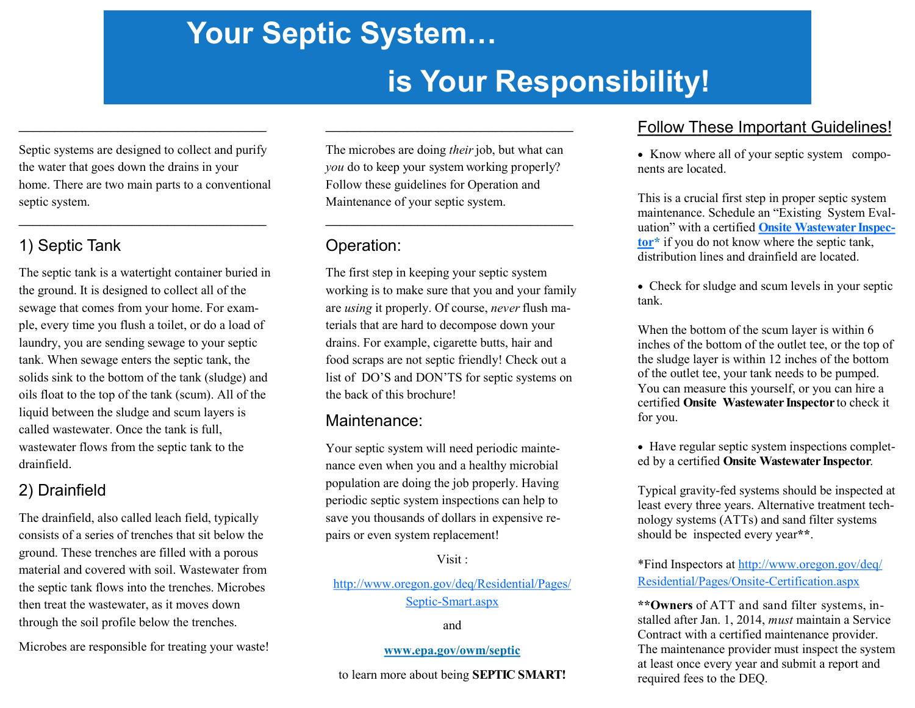# Your Septic System…

# is Your Responsibility!

Septic systems are designed to collect and purify the water that goes down the drains in your home. There are two main parts to a conventional septic system.

## 1) Septic Tank

The septic tank is a watertight container buried in the ground. It is designed to collect all of the sewage that comes from your home. For example, every time you flush a toilet, or do a load of laundry, you are sending sewage to your septic tank. When sewage enters the septic tank, the solids sink to the bottom of the tank (sludge) and oils float to the top of the tank (scum). All of the liquid between the sludge and scum layers is called wastewater. Once the tank is full, wastewater flows from the septic tank to the drainfield.

## 2) Drainfield

The drainfield, also called leach field, typically consists of a series of trenches that sit below the ground. These trenches are filled with a porous material and covered with soil. Wastewater from the septic tank flows into the trenches. Microbes then treat the wastewater, as it moves down through the soil profile below the trenches.

Microbes are responsible for treating your waste!

The microbes are doing *their* job, but what can *you* do to keep your system working properly? Follow these guidelines for Operation and Maintenance of your septic system.

## Operation:

The first step in keeping your septic system working is to make sure that you and your family are *using* it properly. Of course, *never* flush materials that are hard to decompose down your drains. For example, cigarette butts, hair and food scraps are not septic friendly! Check out a list of DO'S and DON'TS for septic systems on the back of this brochure!

## Maintenance:

Your septic system will need periodic maintenance even when you and a healthy microbial population are doing the job properly. Having periodic septic system inspections can help to save you thousands of dollars in expensive repairs or even system replacement!

Visit :

http://www.oregon.gov/deq/Residential/Pages/Septic-Smart.aspx

and

**www.epa.gov/owm/septic**

to learn more about being **SEPTIC SMART!**

## Follow These Important Guidelines!

- Know where all of your septic system components are located.

This is a crucial first step in proper septic system maintenance. Schedule an "Existing System Evaluation" with a certified **Onsite Wastewater Inspector*** if you do not know where the septic tank, distribution lines and drainfield are located.

- Check for sludge and scum levels in your septic tank.

When the bottom of the scum layer is within 6 inches of the bottom of the outlet tee, or the top of the sludge layer is within 12 inches of the bottom of the outlet tee, your tank needs to be pumped. You can measure this yourself, or you can hire a certified **Onsite Wastewater Inspector** to check it for you.

- Have regular septic system inspections completed by a certified **Onsite Wastewater Inspector**.

Typical gravity-fed systems should be inspected at least every three years. Alternative treatment technology systems (ATTs) and sand filter systems should be inspected every year**.

*Find Inspectors at http://www.oregon.gov/deq/Residential/Pages/Onsite-Certification.aspx

****Owners** of ATT and sand filter systems, installed after Jan. 1, 2014, *must* maintain a Service Contract with a certified maintenance provider. The maintenance provider must inspect the system at least once every year and submit a report and required fees to the DEQ.